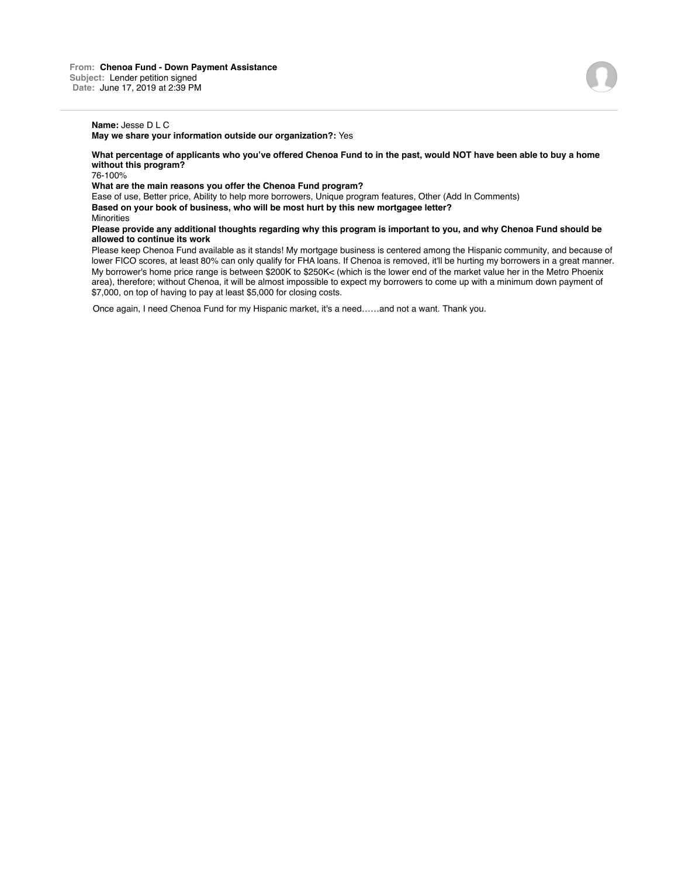**From:** **Chenoa Fund - Down Payment Assistance**
**Subject:** Lender petition signed
**Date:** June 17, 2019 at 2:39 PM

**Name:** Jesse D L C
**May we share your information outside our organization?:** Yes

**What percentage of applicants who you've offered Chenoa Fund to in the past, would NOT have been able to buy a home without this program?**
76-100%

**What are the main reasons you offer the Chenoa Fund program?**
Ease of use, Better price, Ability to help more borrowers, Unique program features, Other (Add In Comments)

**Based on your book of business, who will be most hurt by this new mortgagee letter?**
Minorities

**Please provide any additional thoughts regarding why this program is important to you, and why Chenoa Fund should be allowed to continue its work**
Please keep Chenoa Fund available as it stands! My mortgage business is centered among the Hispanic community, and because of lower FICO scores, at least 80% can only qualify for FHA loans. If Chenoa is removed, it'll be hurting my borrowers in a great manner. My borrower's home price range is between $200K to $250K< (which is the lower end of the market value her in the Metro Phoenix area), therefore; without Chenoa, it will be almost impossible to expect my borrowers to come up with a minimum down payment of $7,000, on top of having to pay at least $5,000 for closing costs.

Once again, I need Chenoa Fund for my Hispanic market, it's a need……and not a want. Thank you.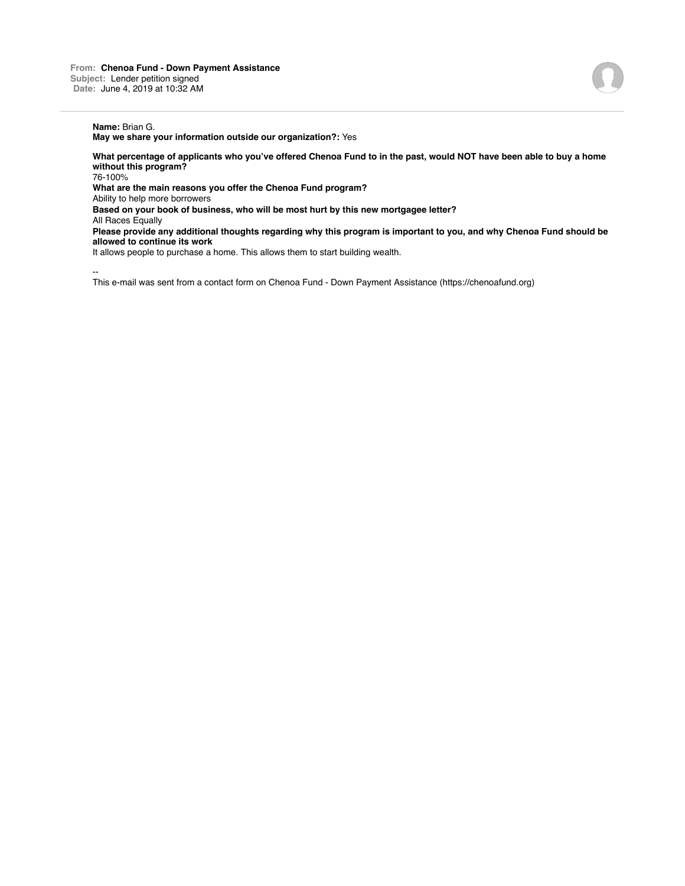**From:** **Chenoa Fund - Down Payment Assistance**
**Subject:** Lender petition signed
**Date:** June 4, 2019 at 10:32 AM

**Name:** Brian G.
**May we share your information outside our organization?:** Yes

**What percentage of applicants who you've offered Chenoa Fund to in the past, would NOT have been able to buy a home without this program?**
76-100%
**What are the main reasons you offer the Chenoa Fund program?**
Ability to help more borrowers
**Based on your book of business, who will be most hurt by this new mortgagee letter?**
All Races Equally
**Please provide any additional thoughts regarding why this program is important to you, and why Chenoa Fund should be allowed to continue its work**
It allows people to purchase a home. This allows them to start building wealth.

--
This e-mail was sent from a contact form on Chenoa Fund - Down Payment Assistance (https://chenoafund.org)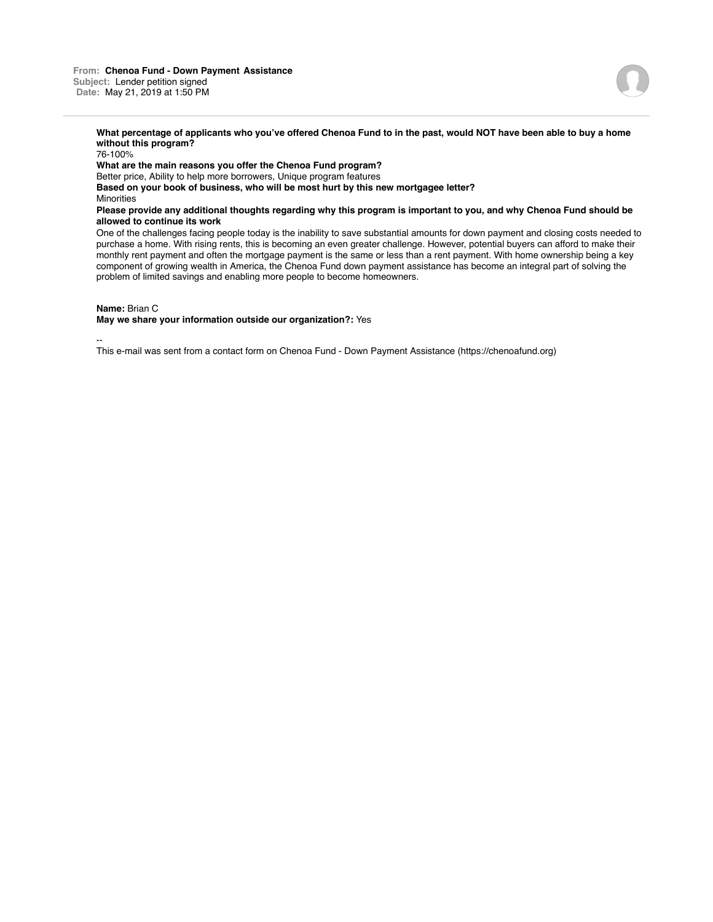**From:** **Chenoa Fund - Down Payment Assistance**
**Subject:** Lender petition signed
**Date:** May 21, 2019 at 1:50 PM

---

**What percentage of applicants who you've offered Chenoa Fund to in the past, would NOT have been able to buy a home without this program?**
76-100%

**What are the main reasons you offer the Chenoa Fund program?**
Better price, Ability to help more borrowers, Unique program features

**Based on your book of business, who will be most hurt by this new mortgagee letter?**
Minorities

**Please provide any additional thoughts regarding why this program is important to you, and why Chenoa Fund should be allowed to continue its work**
One of the challenges facing people today is the inability to save substantial amounts for down payment and closing costs needed to purchase a home. With rising rents, this is becoming an even greater challenge. However, potential buyers can afford to make their monthly rent payment and often the mortgage payment is the same or less than a rent payment. With home ownership being a key component of growing wealth in America, the Chenoa Fund down payment assistance has become an integral part of solving the problem of limited savings and enabling more people to become homeowners.

**Name:** Brian C
**May we share your information outside our organization?:** Yes

--
This e-mail was sent from a contact form on Chenoa Fund - Down Payment Assistance (https://chenoafund.org)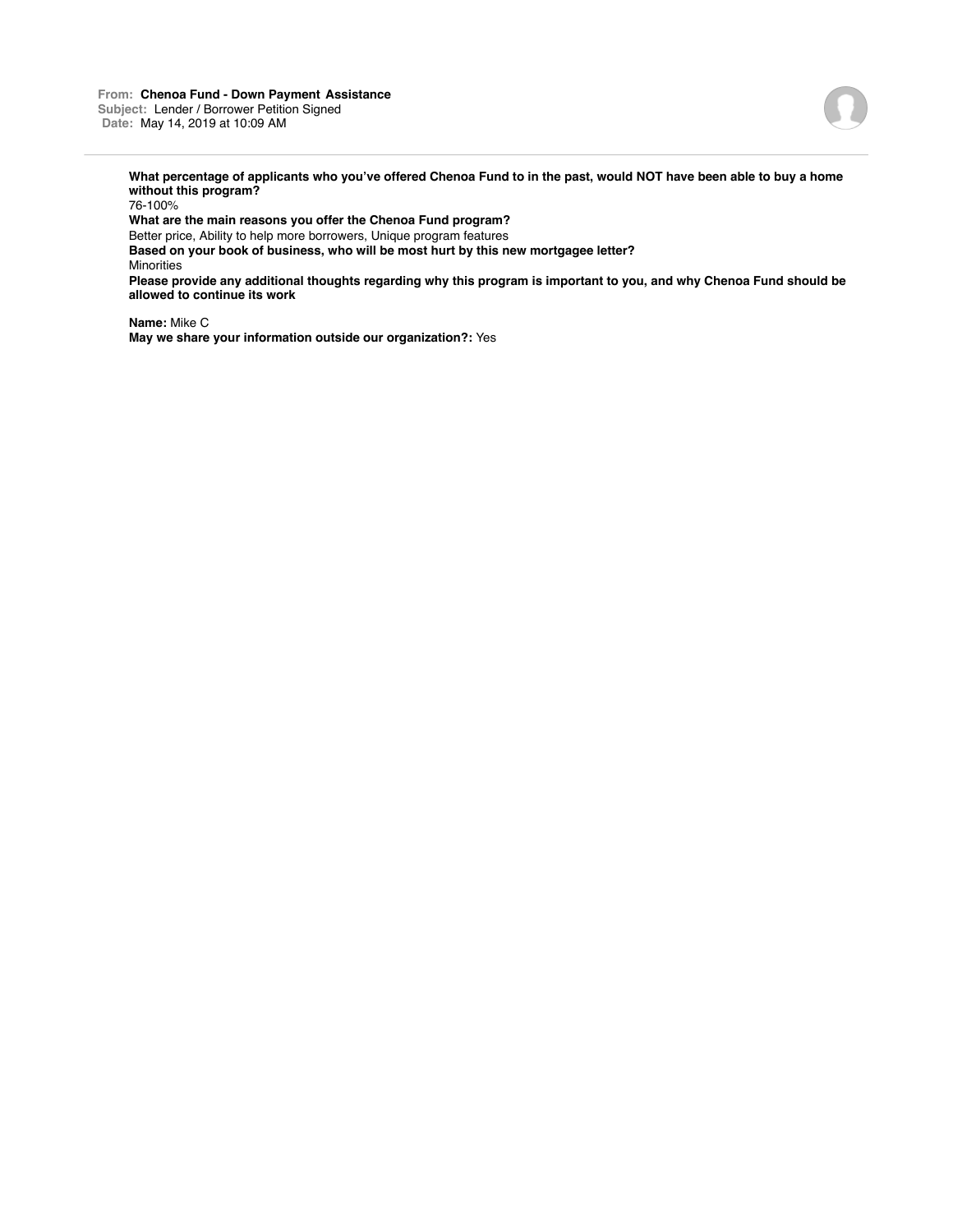**From:** **Chenoa Fund - Down Payment Assistance**
**Subject:** Lender / Borrower Petition Signed
**Date:** May 14, 2019 at 10:09 AM

**What percentage of applicants who you've offered Chenoa Fund to in the past, would NOT have been able to buy a home without this program?**
76-100%
**What are the main reasons you offer the Chenoa Fund program?**
Better price, Ability to help more borrowers, Unique program features
**Based on your book of business, who will be most hurt by this new mortgagee letter?**
Minorities
**Please provide any additional thoughts regarding why this program is important to you, and why Chenoa Fund should be allowed to continue its work**

**Name:** Mike C
**May we share your information outside our organization?:** Yes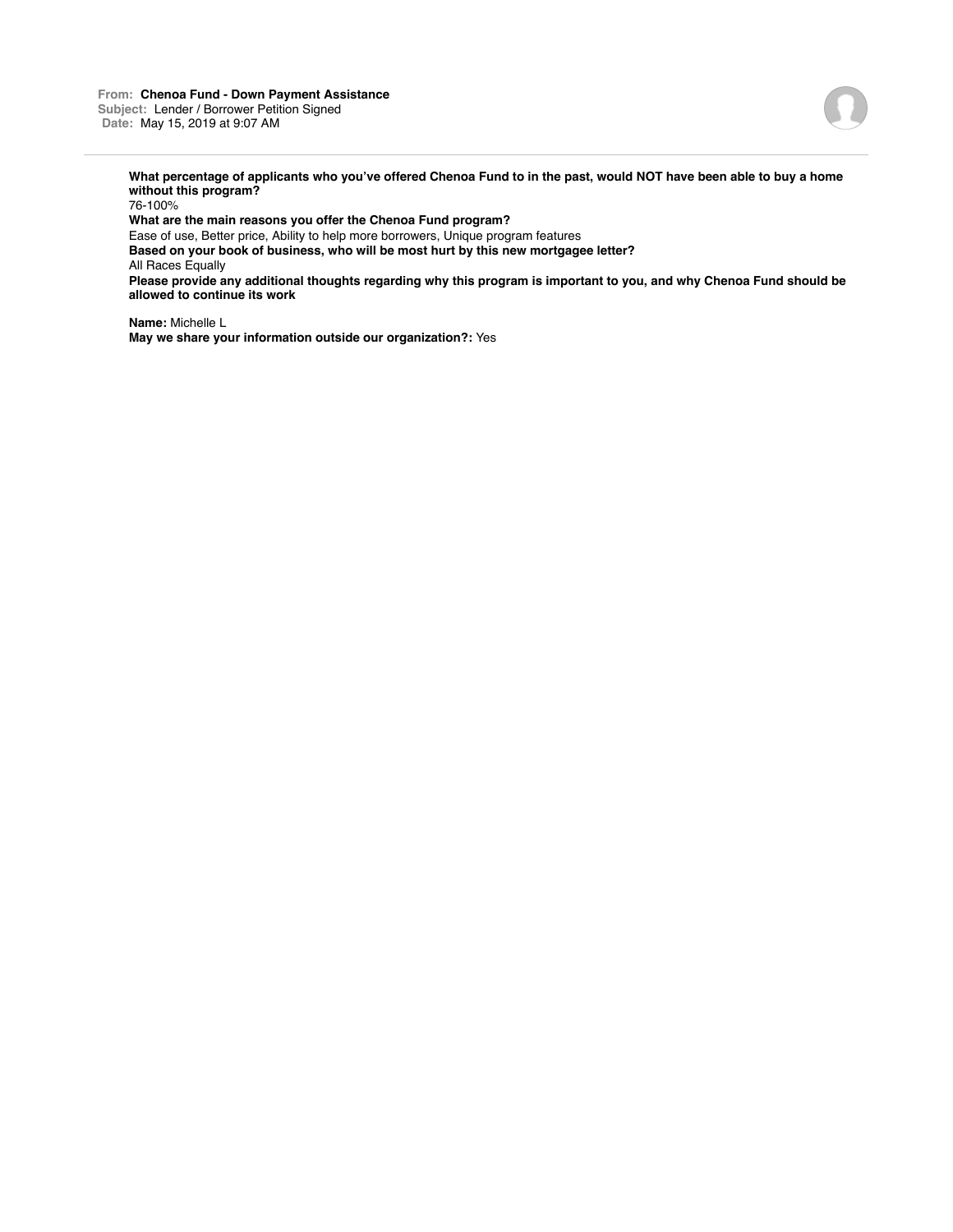**From:** **Chenoa Fund - Down Payment Assistance**
**Subject:** Lender / Borrower Petition Signed
**Date:** May 15, 2019 at 9:07 AM

---

**What percentage of applicants who you've offered Chenoa Fund to in the past, would NOT have been able to buy a home without this program?**
76-100%
**What are the main reasons you offer the Chenoa Fund program?**
Ease of use, Better price, Ability to help more borrowers, Unique program features
**Based on your book of business, who will be most hurt by this new mortgagee letter?**
All Races Equally
**Please provide any additional thoughts regarding why this program is important to you, and why Chenoa Fund should be allowed to continue its work**

**Name:** Michelle L
**May we share your information outside our organization?:** Yes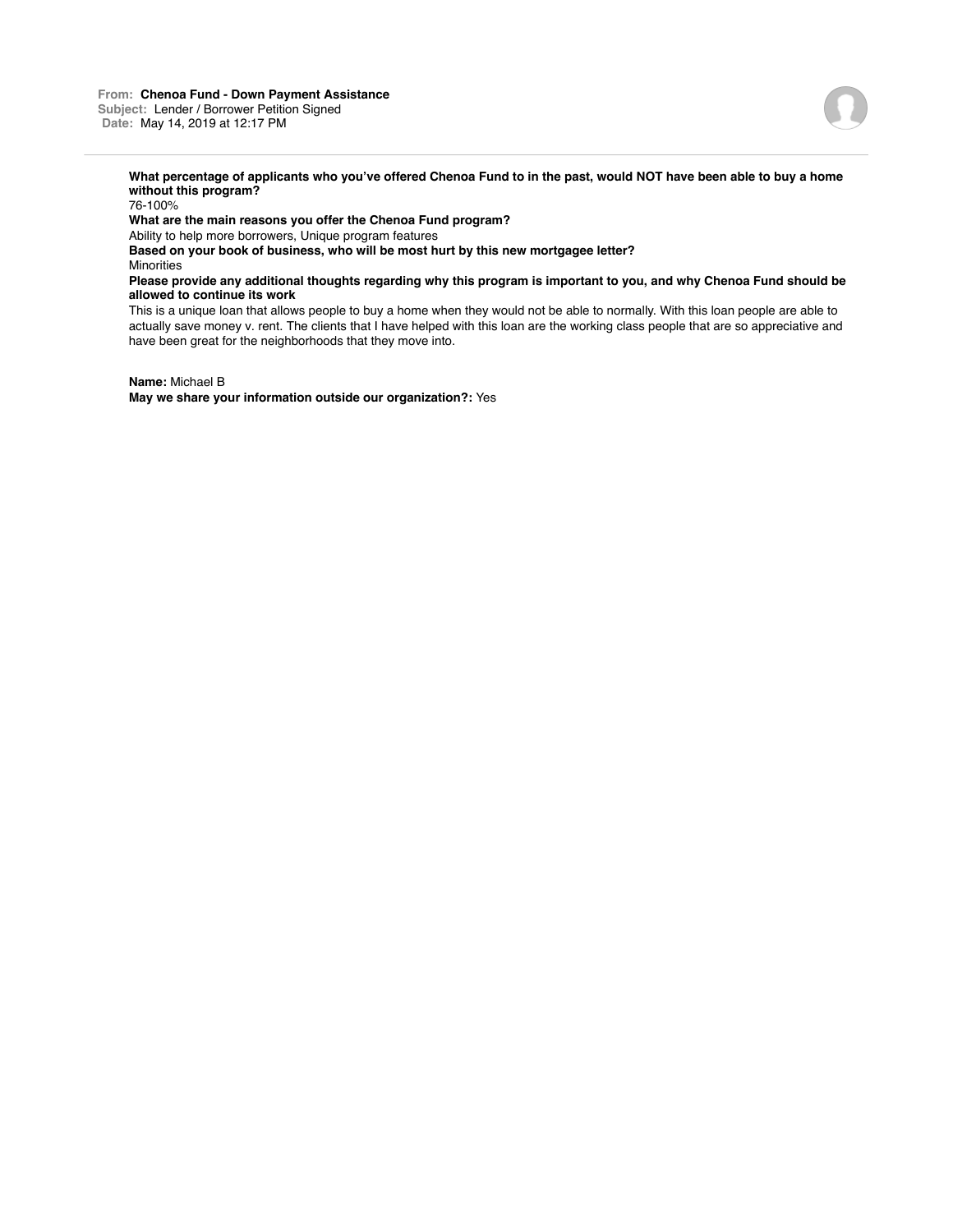**From:** Chenoa Fund - Down Payment Assistance
**Subject:** Lender / Borrower Petition Signed
**Date:** May 14, 2019 at 12:17 PM

---

**What percentage of applicants who you've offered Chenoa Fund to in the past, would NOT have been able to buy a home without this program?**
76-100%

**What are the main reasons you offer the Chenoa Fund program?**
Ability to help more borrowers, Unique program features

**Based on your book of business, who will be most hurt by this new mortgagee letter?**
Minorities

**Please provide any additional thoughts regarding why this program is important to you, and why Chenoa Fund should be allowed to continue its work**
This is a unique loan that allows people to buy a home when they would not be able to normally. With this loan people are able to actually save money v. rent. The clients that I have helped with this loan are the working class people that are so appreciative and have been great for the neighborhoods that they move into.

**Name:** Michael B
**May we share your information outside our organization?:** Yes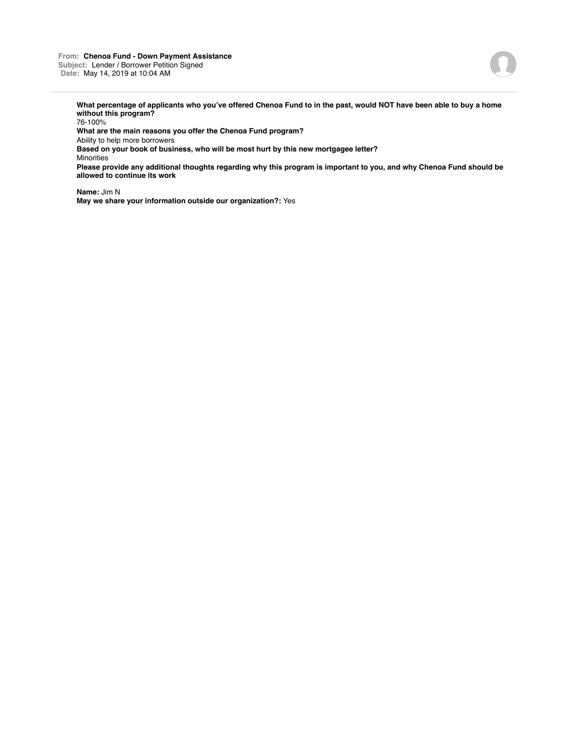**From:** Chenoa Fund - Down Payment Assistance
**Subject:** Lender / Borrower Petition Signed
**Date:** May 14, 2019 at 10:04 AM

---

**What percentage of applicants who you've offered Chenoa Fund to in the past, would NOT have been able to buy a home without this program?**
76-100%
**What are the main reasons you offer the Chenoa Fund program?**
Ability to help more borrowers
**Based on your book of business, who will be most hurt by this new mortgagee letter?**
Minorities
**Please provide any additional thoughts regarding why this program is important to you, and why Chenoa Fund should be allowed to continue its work**

**Name:** Jim N
**May we share your information outside our organization?:** Yes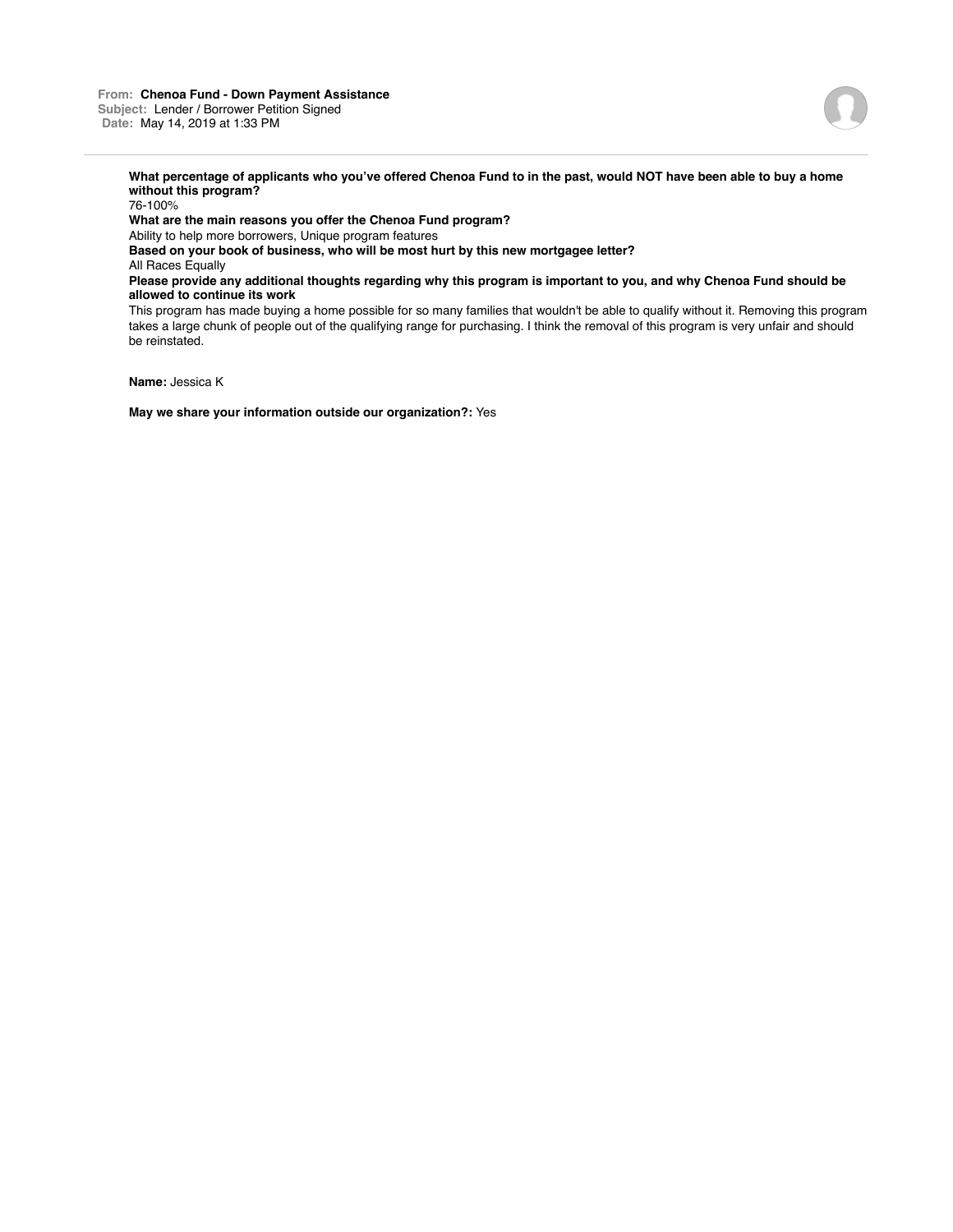**From:** **Chenoa Fund - Down Payment Assistance**
**Subject:** Lender / Borrower Petition Signed
**Date:** May 14, 2019 at 1:33 PM

**What percentage of applicants who you've offered Chenoa Fund to in the past, would NOT have been able to buy a home without this program?**
76-100%
**What are the main reasons you offer the Chenoa Fund program?**
Ability to help more borrowers, Unique program features
**Based on your book of business, who will be most hurt by this new mortgagee letter?**
All Races Equally
**Please provide any additional thoughts regarding why this program is important to you, and why Chenoa Fund should be allowed to continue its work**
This program has made buying a home possible for so many families that wouldn't be able to qualify without it. Removing this program takes a large chunk of people out of the qualifying range for purchasing. I think the removal of this program is very unfair and should be reinstated.

**Name:** Jessica K

**May we share your information outside our organization?:** Yes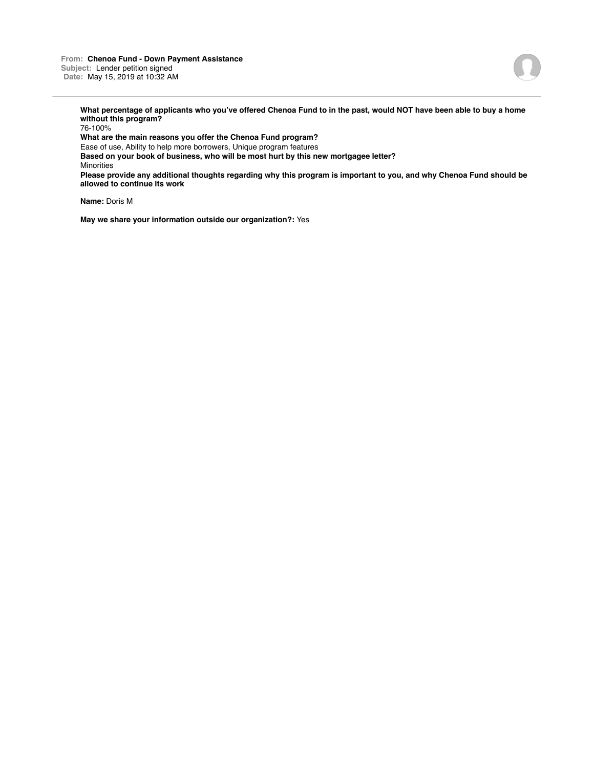**From:** **Chenoa Fund - Down Payment Assistance**
**Subject:** Lender petition signed
**Date:** May 15, 2019 at 10:32 AM

---

**What percentage of applicants who you've offered Chenoa Fund to in the past, would NOT have been able to buy a home without this program?**
76-100%
**What are the main reasons you offer the Chenoa Fund program?**
Ease of use, Ability to help more borrowers, Unique program features
**Based on your book of business, who will be most hurt by this new mortgagee letter?**
Minorities
**Please provide any additional thoughts regarding why this program is important to you, and why Chenoa Fund should be allowed to continue its work**

**Name:** Doris M

**May we share your information outside our organization?:** Yes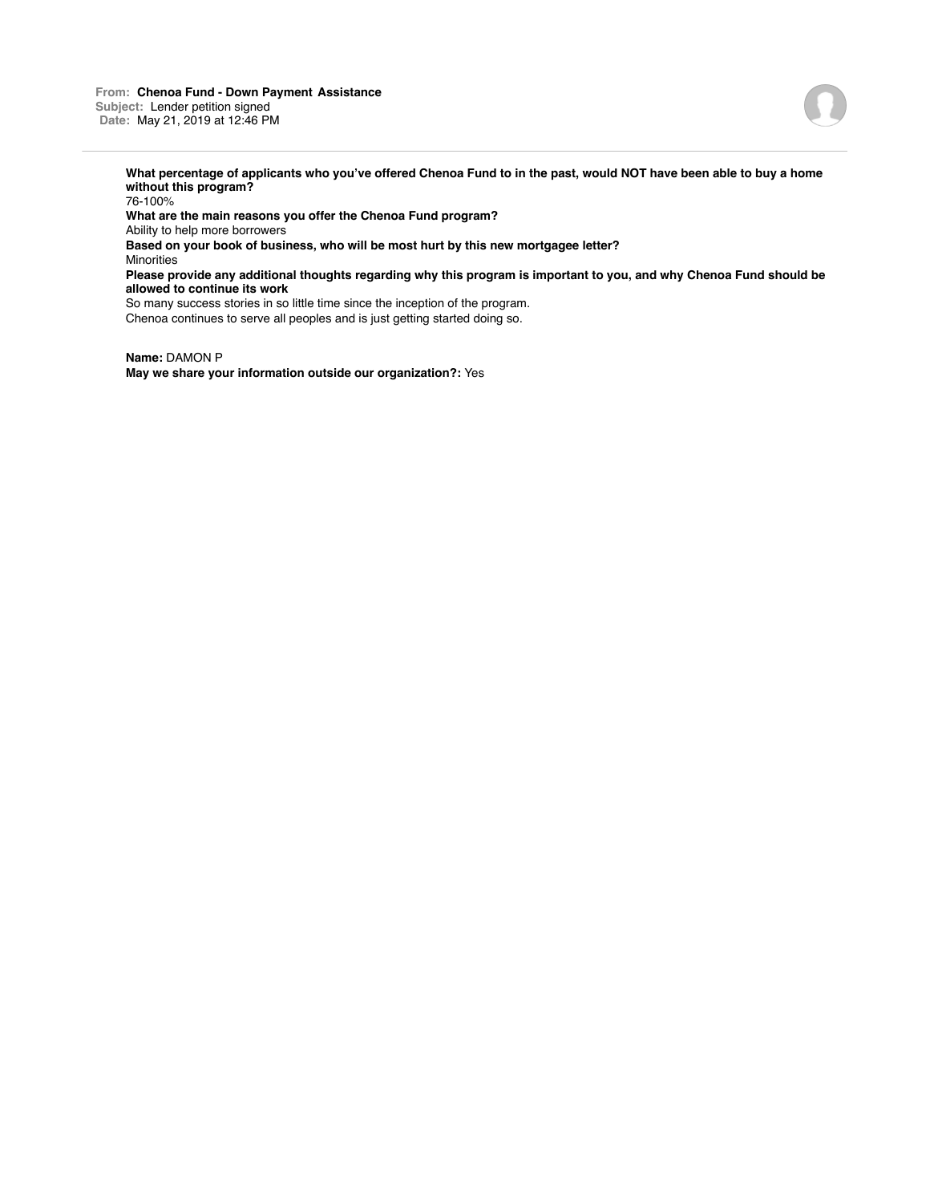**From:** **Chenoa Fund - Down Payment Assistance**
**Subject:** Lender petition signed
**Date:** May 21, 2019 at 12:46 PM

---

**What percentage of applicants who you've offered Chenoa Fund to in the past, would NOT have been able to buy a home without this program?**
76-100%
**What are the main reasons you offer the Chenoa Fund program?**
Ability to help more borrowers
**Based on your book of business, who will be most hurt by this new mortgagee letter?**
Minorities
**Please provide any additional thoughts regarding why this program is important to you, and why Chenoa Fund should be allowed to continue its work**
So many success stories in so little time since the inception of the program.
Chenoa continues to serve all peoples and is just getting started doing so.

**Name:** DAMON P
**May we share your information outside our organization?:** Yes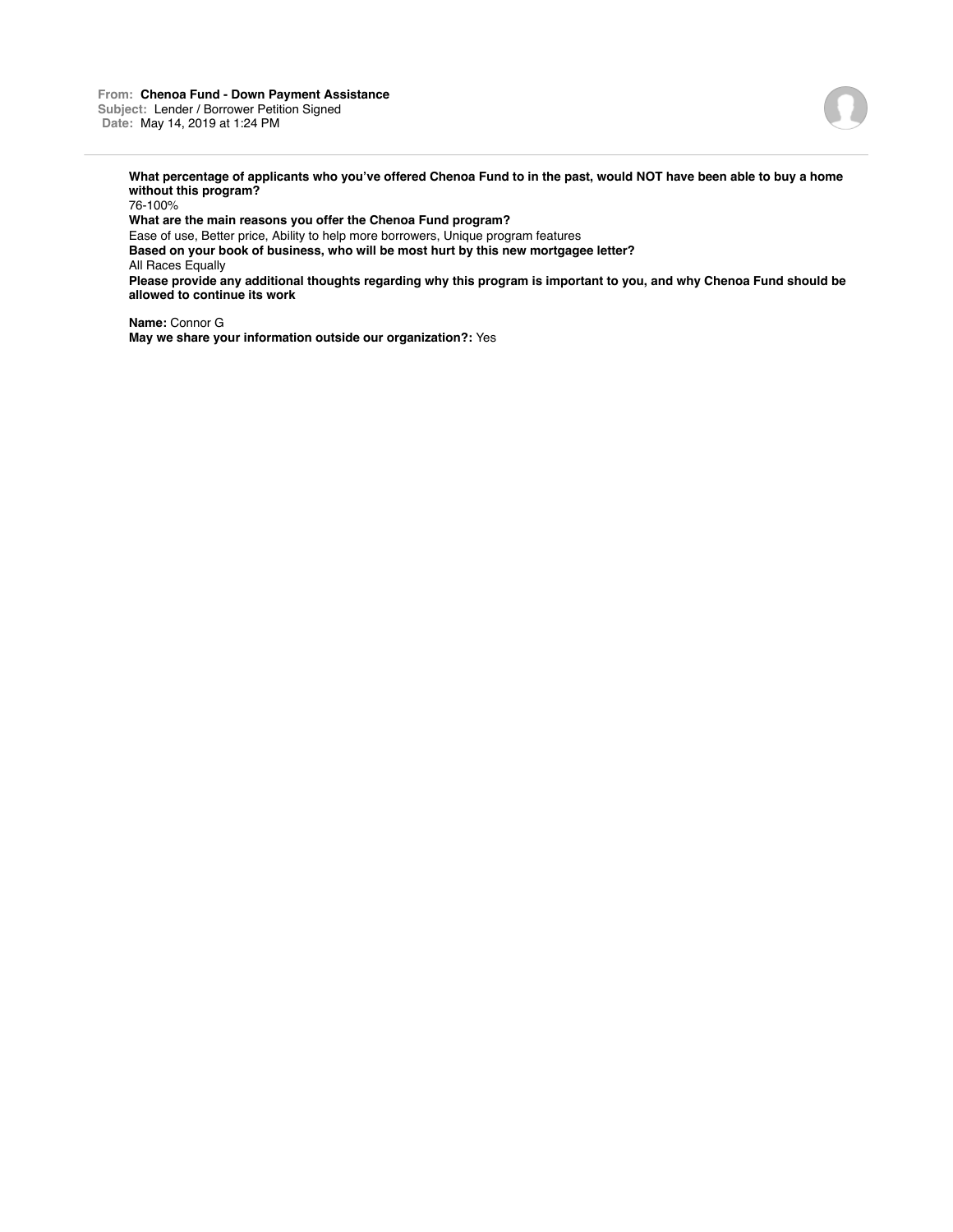**From:** **Chenoa Fund - Down Payment Assistance**
**Subject:** Lender / Borrower Petition Signed
**Date:** May 14, 2019 at 1:24 PM

**What percentage of applicants who you've offered Chenoa Fund to in the past, would NOT have been able to buy a home without this program?**
76-100%
**What are the main reasons you offer the Chenoa Fund program?**
Ease of use, Better price, Ability to help more borrowers, Unique program features
**Based on your book of business, who will be most hurt by this new mortgagee letter?**
All Races Equally
**Please provide any additional thoughts regarding why this program is important to you, and why Chenoa Fund should be allowed to continue its work**

**Name:** Connor G
**May we share your information outside our organization?:** Yes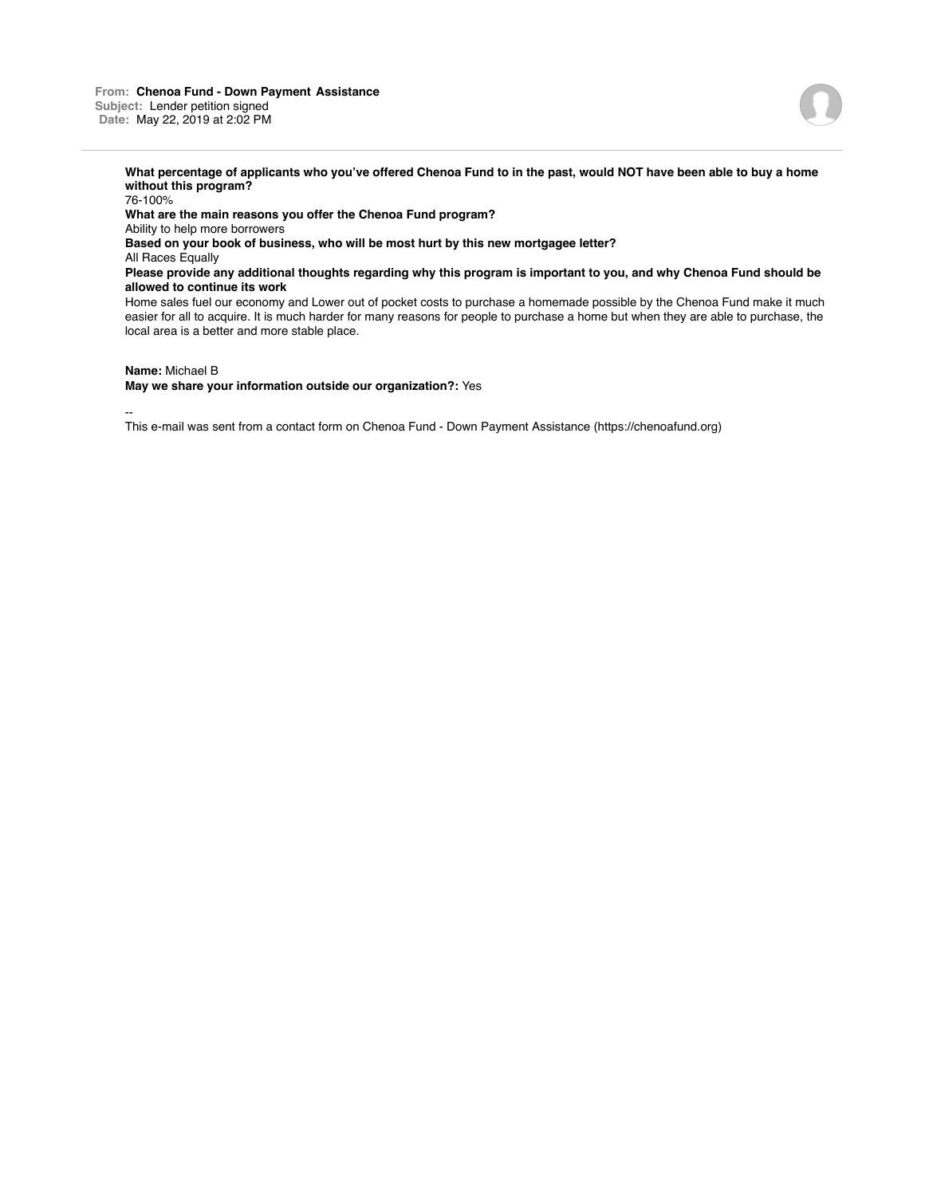**From:** **Chenoa Fund - Down Payment Assistance**
**Subject:** Lender petition signed
**Date:** May 22, 2019 at 2:02 PM

---

**What percentage of applicants who you've offered Chenoa Fund to in the past, would NOT have been able to buy a home without this program?**
76-100%
**What are the main reasons you offer the Chenoa Fund program?**
Ability to help more borrowers
**Based on your book of business, who will be most hurt by this new mortgagee letter?**
All Races Equally
**Please provide any additional thoughts regarding why this program is important to you, and why Chenoa Fund should be allowed to continue its work**
Home sales fuel our economy and Lower out of pocket costs to purchase a homemade possible by the Chenoa Fund make it much easier for all to acquire. It is much harder for many reasons for people to purchase a home but when they are able to purchase, the local area is a better and more stable place.

**Name:** Michael B
**May we share your information outside our organization?:** Yes

--
This e-mail was sent from a contact form on Chenoa Fund - Down Payment Assistance (https://chenoafund.org)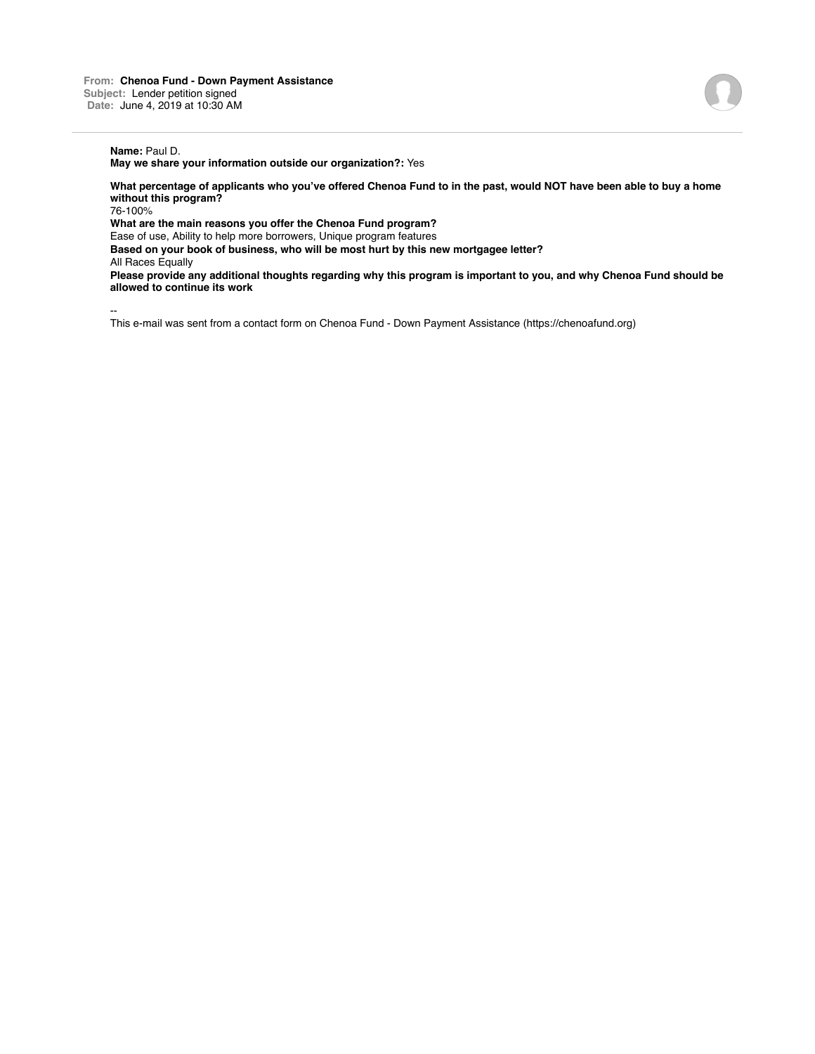**From:** **Chenoa Fund - Down Payment Assistance**
**Subject:** Lender petition signed
**Date:** June 4, 2019 at 10:30 AM

---

**Name:** Paul D.
**May we share your information outside our organization?:** Yes

**What percentage of applicants who you've offered Chenoa Fund to in the past, would NOT have been able to buy a home without this program?**
76-100%
**What are the main reasons you offer the Chenoa Fund program?**
Ease of use, Ability to help more borrowers, Unique program features
**Based on your book of business, who will be most hurt by this new mortgagee letter?**
All Races Equally
**Please provide any additional thoughts regarding why this program is important to you, and why Chenoa Fund should be allowed to continue its work**

--
This e-mail was sent from a contact form on Chenoa Fund - Down Payment Assistance (https://chenoafund.org)